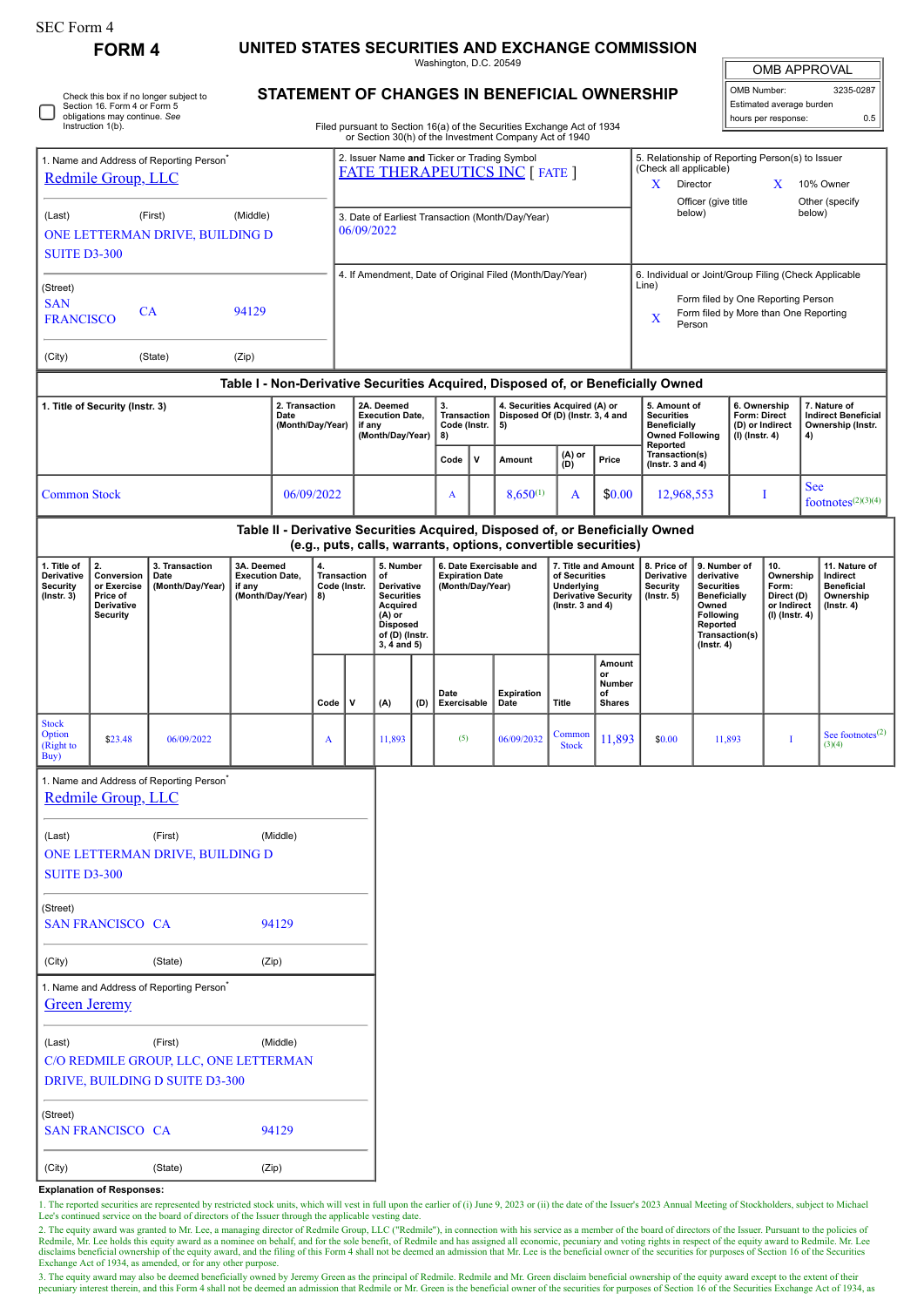SEC Form 4

**FORM 4**

# UNITED STATES SECURITIES AND EXCHANGE COMMISSION

Washington, D.C. 20549

## STATEMENT OF CHANGES IN BENEFICIAL OWNERSHIP

Filed pursuant to Section 16(a) of the Securities Exchange Act of 1934 or Section 30(h) of the Investment Company Act of 1940

| OMB APPROVAL | |
|---|---|
| OMB Number: | 3235-0287 |
| Estimated average burden | |
| hours per response: | 0.5 |

☐ Check this box if no longer subject to Section 16. Form 4 or Form 5 obligations may continue. *See* Instruction 1(b).

1. Name and Address of Reporting Person*
Redmile Group, LLC

(Last) (First) (Middle)
ONE LETTERMAN DRIVE, BUILDING D
SUITE D3-300

(Street)
SAN FRANCISCO CA 94129

(City) (State) (Zip)

2. Issuer Name **and** Ticker or Trading Symbol
FATE THERAPEUTICS INC [ FATE ]

3. Date of Earliest Transaction (Month/Day/Year)
06/09/2022

4. If Amendment, Date of Original Filed (Month/Day/Year)

5. Relationship of Reporting Person(s) to Issuer (Check all applicable)
X Director
X 10% Owner
Officer (give title below)
Other (specify below)

6. Individual or Joint/Group Filing (Check Applicable Line)
Form filed by One Reporting Person
X Form filed by More than One Reporting Person

### Table I - Non-Derivative Securities Acquired, Disposed of, or Beneficially Owned

| 1. Title of Security (Instr. 3) | 2. Transaction Date (Month/Day/Year) | 2A. Deemed Execution Date, if any (Month/Day/Year) | 3. Transaction Code (Instr. 8) | | 4. Securities Acquired (A) or Disposed Of (D) (Instr. 3, 4 and 5) | | | 5. Amount of Securities Beneficially Owned Following Reported Transaction(s) (Instr. 3 and 4) | 6. Ownership Form: Direct (D) or Indirect (I) (Instr. 4) | 7. Nature of Indirect Beneficial Ownership (Instr. 4) |
|---|---|---|---|---|---|---|---|---|---|---|
| | | | Code | V | Amount | (A) or (D) | Price | | | |
| Common Stock | 06/09/2022 | | A | | 8,650[1] | A | $0.00 | 12,968,553 | I | See footnotes[2][3][4] |

### Table II - Derivative Securities Acquired, Disposed of, or Beneficially Owned (e.g., puts, calls, warrants, options, convertible securities)

| 1. Title of Derivative Security (Instr. 3) | 2. Conversion or Exercise Price of Derivative Security | 3. Transaction Date (Month/Day/Year) | 3A. Deemed Execution Date, if any (Month/Day/Year) | 4. Transaction Code (Instr. 8) | | 5. Number of Derivative Securities Acquired (A) or Disposed of (D) (Instr. 3, 4 and 5) | | 6. Date Exercisable and Expiration Date (Month/Day/Year) | | 7. Title and Amount of Securities Underlying Derivative Security (Instr. 3 and 4) | | 8. Price of Derivative Security (Instr. 5) | 9. Number of derivative Securities Beneficially Owned Following Reported Transaction(s) (Instr. 4) | 10. Ownership Form: Direct (D) or Indirect (I) (Instr. 4) | 11. Nature of Indirect Beneficial Ownership (Instr. 4) |
|---|---|---|---|---|---|---|---|---|---|---|---|---|---|---|---|
| | | | | Code | V | (A) | (D) | Date Exercisable | Expiration Date | Title | Amount or Number of Shares | | | | |
| Stock Option (Right to Buy) | $23.48 | 06/09/2022 | | A | | 11,893 | | (5) | 06/09/2032 | Common Stock | 11,893 | $0.00 | 11,893 | I | See footnotes[2][3][4] |

1. Name and Address of Reporting Person*
Redmile Group, LLC

(Last) (First) (Middle)
ONE LETTERMAN DRIVE, BUILDING D
SUITE D3-300

(Street)
SAN FRANCISCO CA 94129

(City) (State) (Zip)

1. Name and Address of Reporting Person*
Green Jeremy

(Last) (First) (Middle)
C/O REDMILE GROUP, LLC, ONE LETTERMAN DRIVE, BUILDING D SUITE D3-300

(Street)
SAN FRANCISCO CA 94129

(City) (State) (Zip)

**Explanation of Responses:**

1. The reported securities are represented by restricted stock units, which will vest in full upon the earlier of (i) June 9, 2023 or (ii) the date of the Issuer's 2023 Annual Meeting of Stockholders, subject to Michael Lee's continued service on the board of directors of the Issuer through the applicable vesting date.

2. The equity award was granted to Mr. Lee, a managing director of Redmile Group, LLC ("Redmile"), in connection with his service as a member of the board of directors of the Issuer. Pursuant to the policies of Redmile, Mr. Lee holds this equity award as a nominee on behalf, and for the sole benefit, of Redmile and has assigned all economic, pecuniary and voting rights in respect of the equity award to Redmile. Mr. Lee disclaims beneficial ownership of the equity award, and the filing of this Form 4 shall not be deemed an admission that Mr. Lee is the beneficial owner of the securities for purposes of Section 16 of the Securities Exchange Act of 1934, as amended, or for any other purpose.

3. The equity award may also be deemed beneficially owned by Jeremy Green as the principal of Redmile. Redmile and Mr. Green disclaim beneficial ownership of the equity award except to the extent of their pecuniary interest therein, and this Form 4 shall not be deemed an admission that Redmile or Mr. Green is the beneficial owner of the securities for purposes of Section 16 of the Securities Exchange Act of 1934, as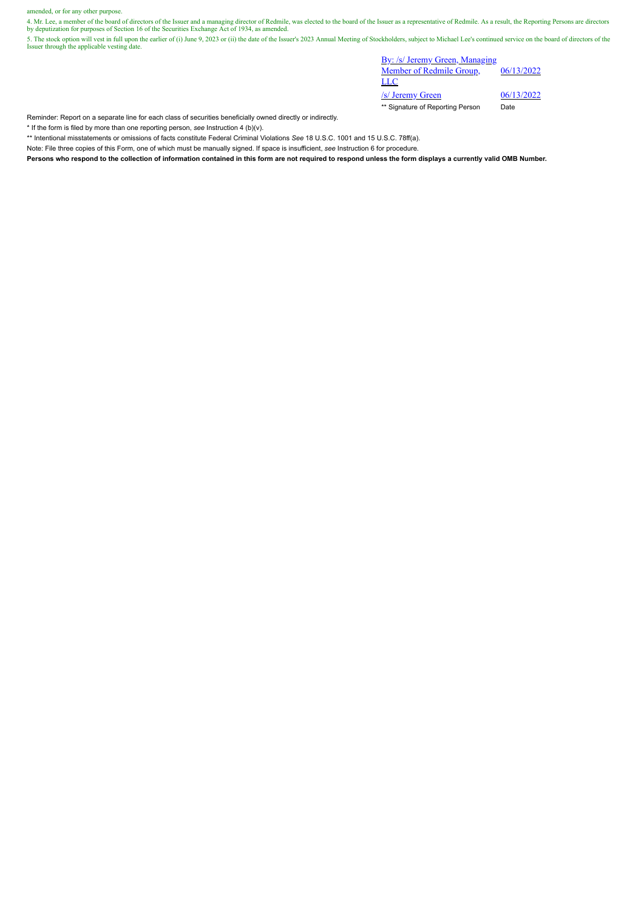amended, or for any other purpose.

4. Mr. Lee, a member of the board of directors of the Issuer and a managing director of Redmile, was elected to the board of the Issuer as a representative of Redmile. As a result, the Reporting Persons are directors by deputization for purposes of Section 16 of the Securities Exchange Act of 1934, as amended.

5. The stock option will vest in full upon the earlier of (i) June 9, 2023 or (ii) the date of the Issuer's 2023 Annual Meeting of Stockholders, subject to Michael Lee's continued service on the board of directors of the Issuer through the applicable vesting date.

| | |
|---|---|
| By: /s/ Jeremy Green, Managing Member of Redmile Group, LLC | 06/13/2022 |
| /s/ Jeremy Green | 06/13/2022 |
| ** Signature of Reporting Person | Date |

Reminder: Report on a separate line for each class of securities beneficially owned directly or indirectly.

* If the form is filed by more than one reporting person, *see* Instruction 4 (b)(v).

** Intentional misstatements or omissions of facts constitute Federal Criminal Violations *See* 18 U.S.C. 1001 and 15 U.S.C. 78ff(a).

Note: File three copies of this Form, one of which must be manually signed. If space is insufficient, *see* Instruction 6 for procedure.

**Persons who respond to the collection of information contained in this form are not required to respond unless the form displays a currently valid OMB Number.**